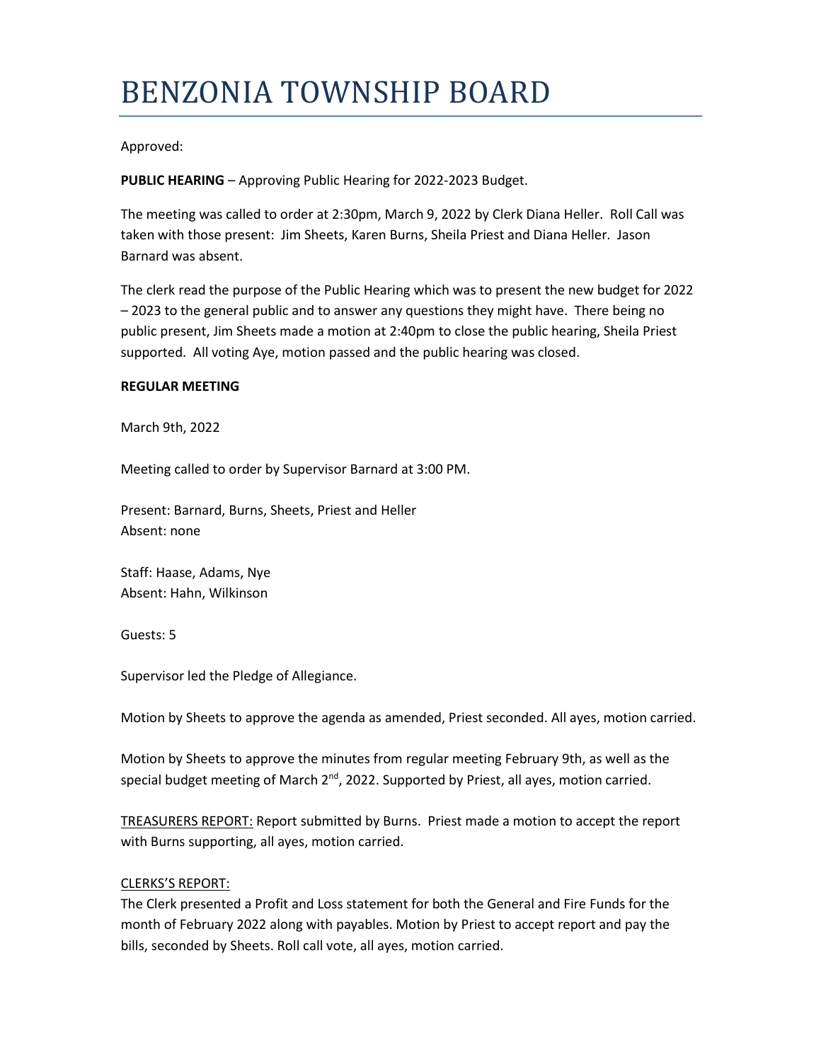# BENZONIA TOWNSHIP BOARD

Approved:

**PUBLIC HEARING** – Approving Public Hearing for 2022-2023 Budget.

The meeting was called to order at 2:30pm, March 9, 2022 by Clerk Diana Heller. Roll Call was taken with those present: Jim Sheets, Karen Burns, Sheila Priest and Diana Heller. Jason Barnard was absent.

The clerk read the purpose of the Public Hearing which was to present the new budget for 2022 – 2023 to the general public and to answer any questions they might have. There being no public present, Jim Sheets made a motion at 2:40pm to close the public hearing, Sheila Priest supported. All voting Aye, motion passed and the public hearing was closed.

**REGULAR MEETING**

March 9th, 2022

Meeting called to order by Supervisor Barnard at 3:00 PM.

Present: Barnard, Burns, Sheets, Priest and Heller
Absent: none

Staff: Haase, Adams, Nye
Absent: Hahn, Wilkinson

Guests: 5

Supervisor led the Pledge of Allegiance.

Motion by Sheets to approve the agenda as amended, Priest seconded. All ayes, motion carried.

Motion by Sheets to approve the minutes from regular meeting February 9th, as well as the special budget meeting of March 2nd, 2022. Supported by Priest, all ayes, motion carried.

TREASURERS REPORT: Report submitted by Burns. Priest made a motion to accept the report with Burns supporting, all ayes, motion carried.

CLERKS'S REPORT:
The Clerk presented a Profit and Loss statement for both the General and Fire Funds for the month of February 2022 along with payables. Motion by Priest to accept report and pay the bills, seconded by Sheets. Roll call vote, all ayes, motion carried.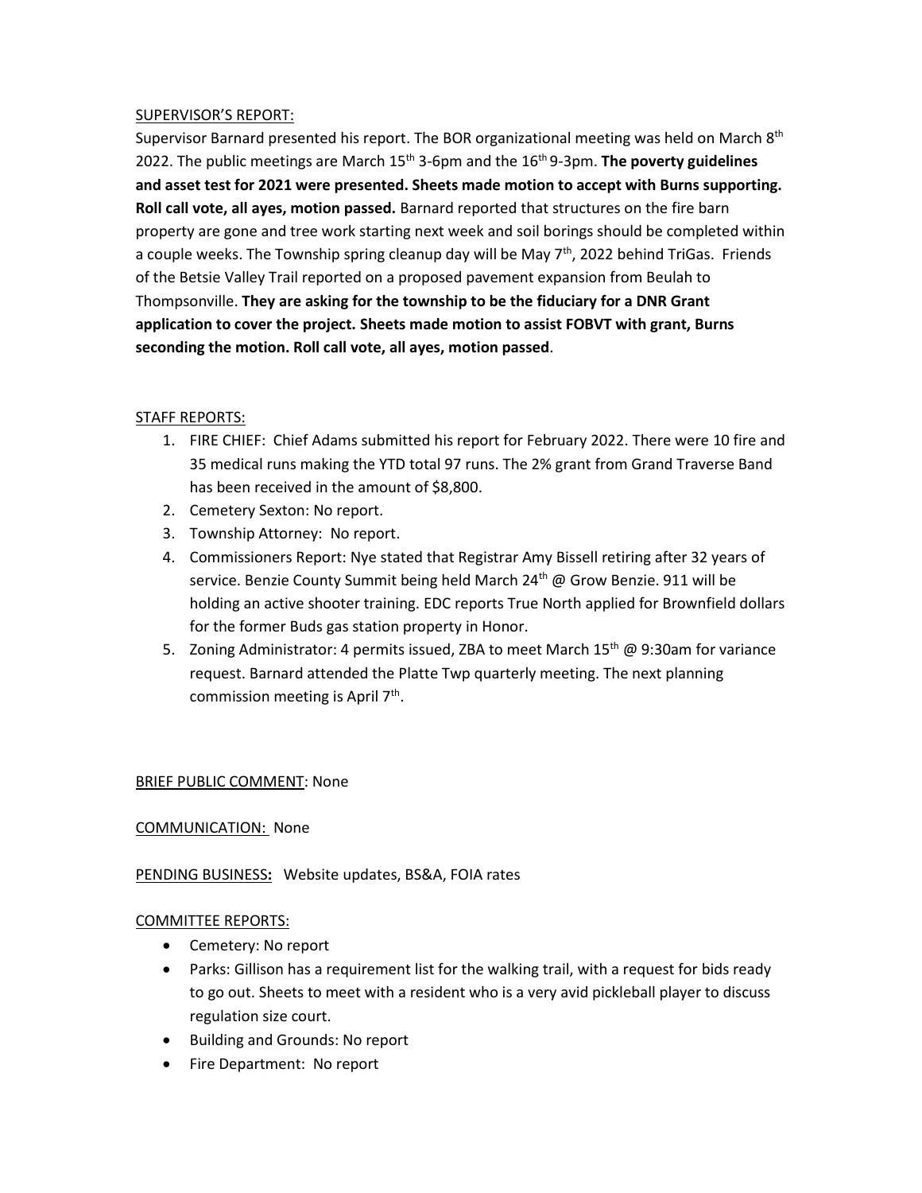SUPERVISOR'S REPORT:

Supervisor Barnard presented his report. The BOR organizational meeting was held on March 8th 2022. The public meetings are March 15th 3-6pm and the 16th 9-3pm. **The poverty guidelines and asset test for 2021 were presented. Sheets made motion to accept with Burns supporting. Roll call vote, all ayes, motion passed.** Barnard reported that structures on the fire barn property are gone and tree work starting next week and soil borings should be completed within a couple weeks. The Township spring cleanup day will be May 7th, 2022 behind TriGas. Friends of the Betsie Valley Trail reported on a proposed pavement expansion from Beulah to Thompsonville. **They are asking for the township to be the fiduciary for a DNR Grant application to cover the project. Sheets made motion to assist FOBVT with grant, Burns seconding the motion. Roll call vote, all ayes, motion passed**.

STAFF REPORTS:

1. FIRE CHIEF: Chief Adams submitted his report for February 2022. There were 10 fire and 35 medical runs making the YTD total 97 runs. The 2% grant from Grand Traverse Band has been received in the amount of $8,800.
2. Cemetery Sexton: No report.
3. Township Attorney: No report.
4. Commissioners Report: Nye stated that Registrar Amy Bissell retiring after 32 years of service. Benzie County Summit being held March 24th @ Grow Benzie. 911 will be holding an active shooter training. EDC reports True North applied for Brownfield dollars for the former Buds gas station property in Honor.
5. Zoning Administrator: 4 permits issued, ZBA to meet March 15th @ 9:30am for variance request. Barnard attended the Platte Twp quarterly meeting. The next planning commission meeting is April 7th.

BRIEF PUBLIC COMMENT: None

COMMUNICATION: None

PENDING BUSINESS**:** Website updates, BS&A, FOIA rates

COMMITTEE REPORTS:

- Cemetery: No report
- Parks: Gillison has a requirement list for the walking trail, with a request for bids ready to go out. Sheets to meet with a resident who is a very avid pickleball player to discuss regulation size court.
- Building and Grounds: No report
- Fire Department: No report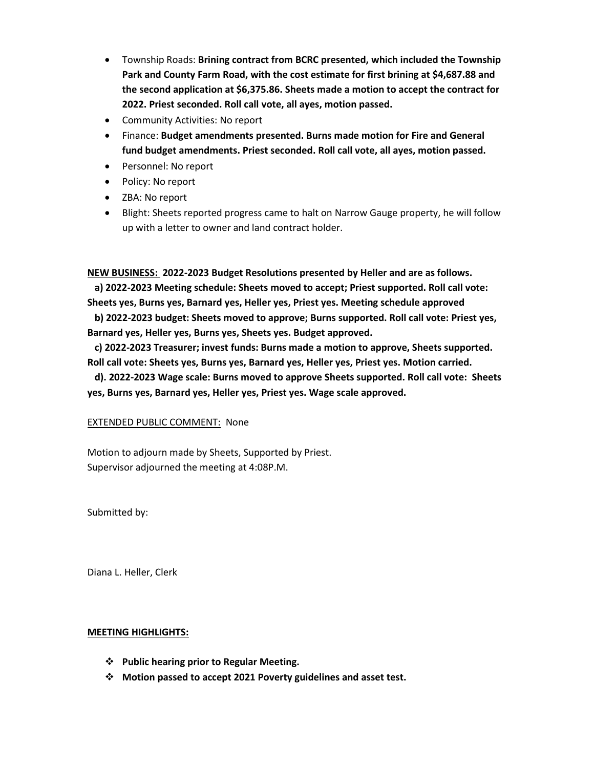- Township Roads: **Brining contract from BCRC presented, which included the Township Park and County Farm Road, with the cost estimate for first brining at $4,687.88 and the second application at $6,375.86. Sheets made a motion to accept the contract for 2022. Priest seconded. Roll call vote, all ayes, motion passed.**
- Community Activities: No report
- Finance: **Budget amendments presented. Burns made motion for Fire and General fund budget amendments. Priest seconded. Roll call vote, all ayes, motion passed.**
- Personnel: No report
- Policy: No report
- ZBA: No report
- Blight: Sheets reported progress came to halt on Narrow Gauge property, he will follow up with a letter to owner and land contract holder.

**<u>NEW BUSINESS:</u> 2022-2023 Budget Resolutions presented by Heller and are as follows.**

**a) 2022-2023 Meeting schedule: Sheets moved to accept; Priest supported. Roll call vote: Sheets yes, Burns yes, Barnard yes, Heller yes, Priest yes. Meeting schedule approved**

**b) 2022-2023 budget: Sheets moved to approve; Burns supported. Roll call vote: Priest yes, Barnard yes, Heller yes, Burns yes, Sheets yes. Budget approved.**

**c) 2022-2023 Treasurer; invest funds: Burns made a motion to approve, Sheets supported. Roll call vote: Sheets yes, Burns yes, Barnard yes, Heller yes, Priest yes. Motion carried.**

**d). 2022-2023 Wage scale: Burns moved to approve Sheets supported. Roll call vote: Sheets yes, Burns yes, Barnard yes, Heller yes, Priest yes. Wage scale approved.**

<u>EXTENDED PUBLIC COMMENT:</u> None

Motion to adjourn made by Sheets, Supported by Priest.
Supervisor adjourned the meeting at 4:08P.M.

Submitted by:

Diana L. Heller, Clerk

**<u>MEETING HIGHLIGHTS:</u>**

- **Public hearing prior to Regular Meeting.**
- **Motion passed to accept 2021 Poverty guidelines and asset test.**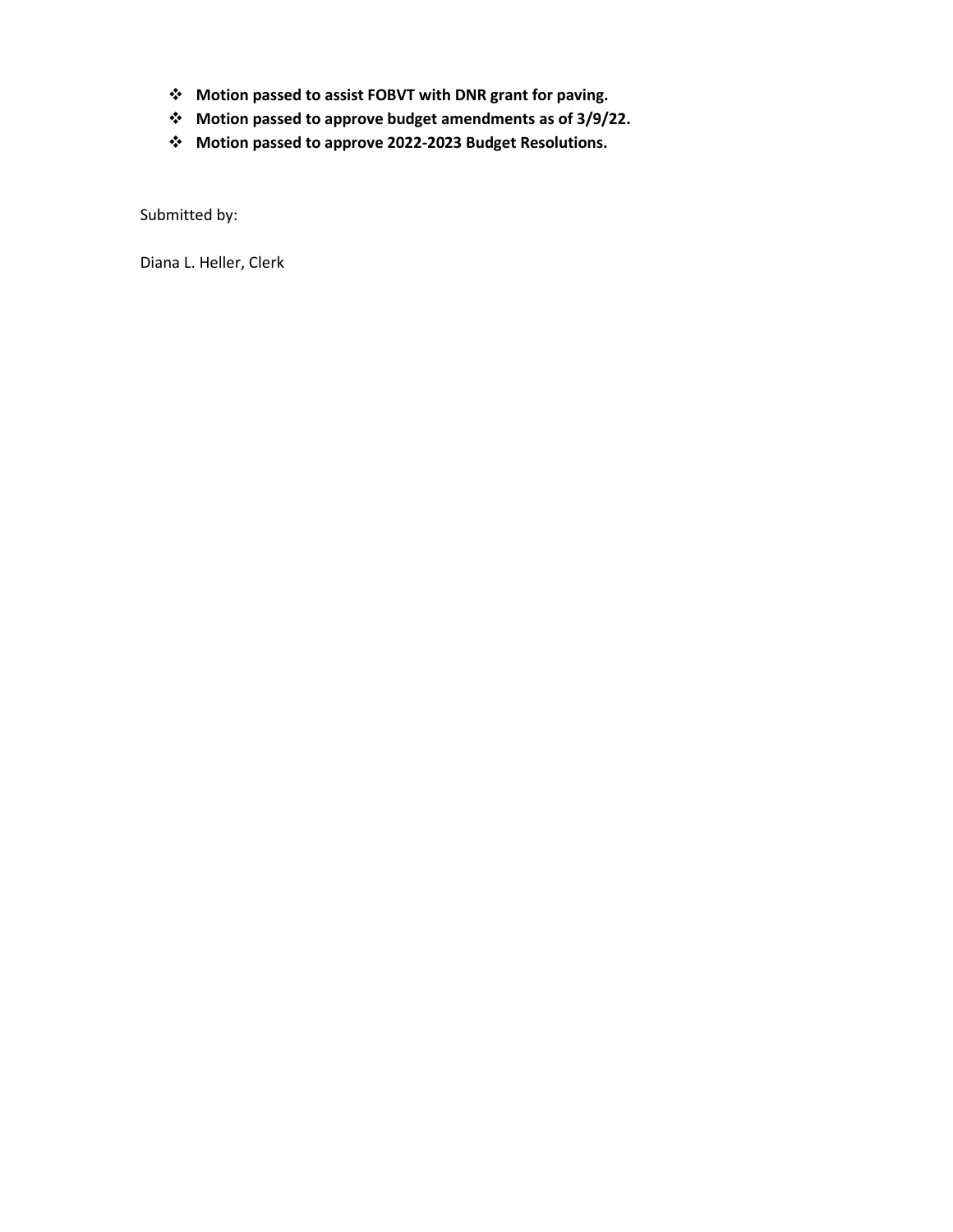- **Motion passed to assist FOBVT with DNR grant for paving.**
- **Motion passed to approve budget amendments as of 3/9/22.**
- **Motion passed to approve 2022-2023 Budget Resolutions.**

Submitted by:

Diana L. Heller, Clerk